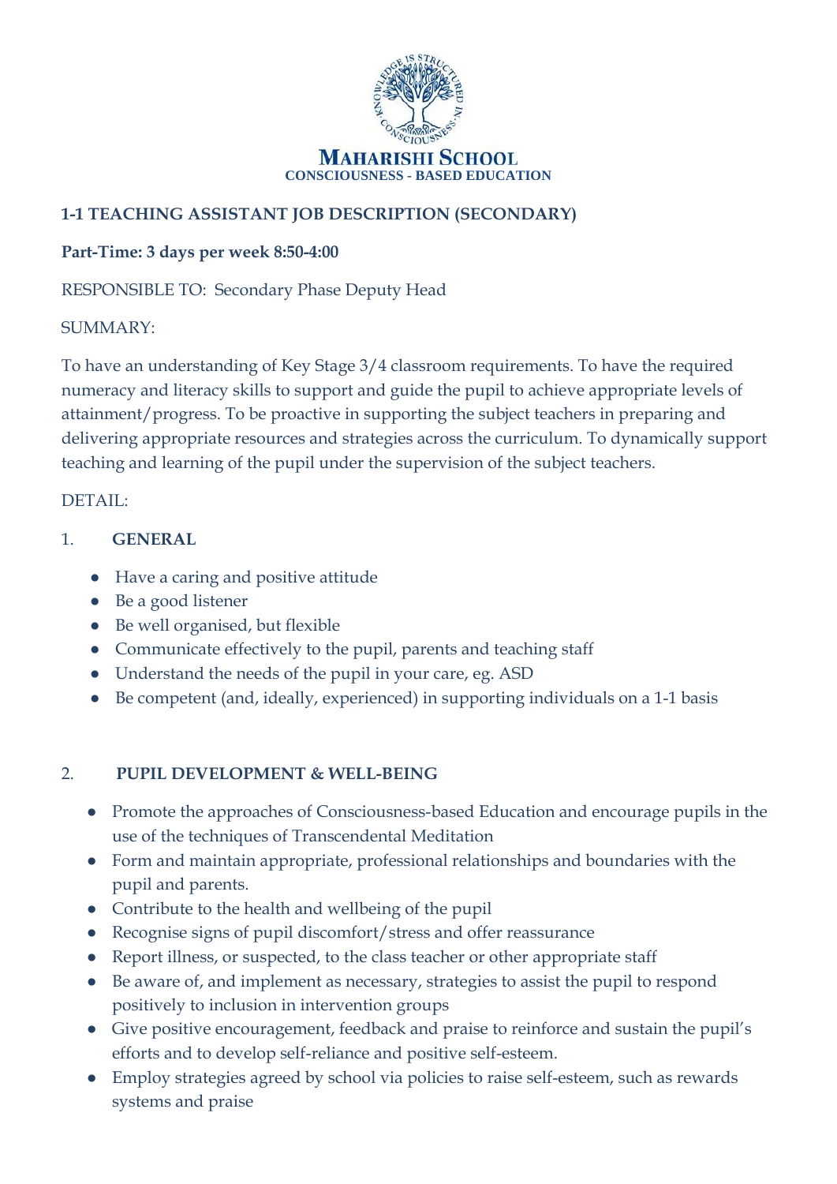**MAHARISHI SCHOOL**
**CONSCIOUSNESS - BASED EDUCATION**

# 1-1 TEACHING ASSISTANT JOB DESCRIPTION (SECONDARY)

**Part-Time: 3 days per week 8:50-4:00**

RESPONSIBLE TO: Secondary Phase Deputy Head

SUMMARY:

To have an understanding of Key Stage 3/4 classroom requirements. To have the required numeracy and literacy skills to support and guide the pupil to achieve appropriate levels of attainment/progress. To be proactive in supporting the subject teachers in preparing and delivering appropriate resources and strategies across the curriculum. To dynamically support teaching and learning of the pupil under the supervision of the subject teachers.

DETAIL:

## 1. GENERAL

- Have a caring and positive attitude
- Be a good listener
- Be well organised, but flexible
- Communicate effectively to the pupil, parents and teaching staff
- Understand the needs of the pupil in your care, eg. ASD
- Be competent (and, ideally, experienced) in supporting individuals on a 1-1 basis

## 2. PUPIL DEVELOPMENT & WELL-BEING

- Promote the approaches of Consciousness-based Education and encourage pupils in the use of the techniques of Transcendental Meditation
- Form and maintain appropriate, professional relationships and boundaries with the pupil and parents.
- Contribute to the health and wellbeing of the pupil
- Recognise signs of pupil discomfort/stress and offer reassurance
- Report illness, or suspected, to the class teacher or other appropriate staff
- Be aware of, and implement as necessary, strategies to assist the pupil to respond positively to inclusion in intervention groups
- Give positive encouragement, feedback and praise to reinforce and sustain the pupil's efforts and to develop self-reliance and positive self-esteem.
- Employ strategies agreed by school via policies to raise self-esteem, such as rewards systems and praise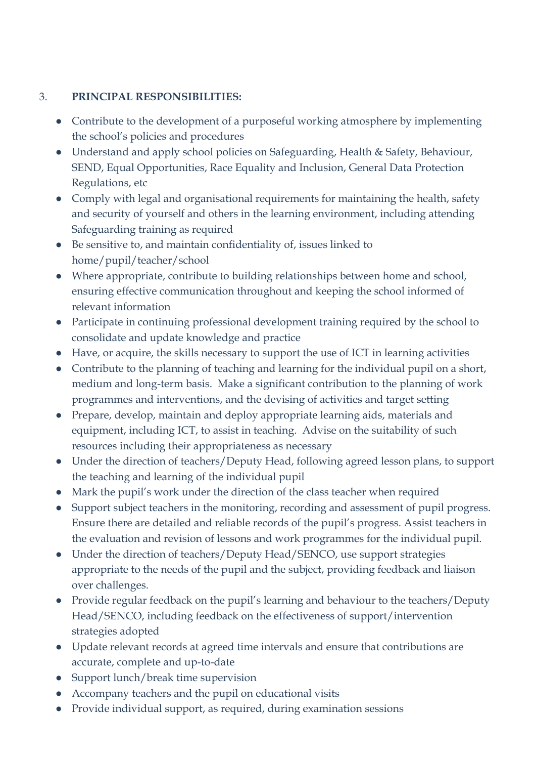3. **PRINCIPAL RESPONSIBILITIES:**

- Contribute to the development of a purposeful working atmosphere by implementing the school's policies and procedures
- Understand and apply school policies on Safeguarding, Health & Safety, Behaviour, SEND, Equal Opportunities, Race Equality and Inclusion, General Data Protection Regulations, etc
- Comply with legal and organisational requirements for maintaining the health, safety and security of yourself and others in the learning environment, including attending Safeguarding training as required
- Be sensitive to, and maintain confidentiality of, issues linked to home/pupil/teacher/school
- Where appropriate, contribute to building relationships between home and school, ensuring effective communication throughout and keeping the school informed of relevant information
- Participate in continuing professional development training required by the school to consolidate and update knowledge and practice
- Have, or acquire, the skills necessary to support the use of ICT in learning activities
- Contribute to the planning of teaching and learning for the individual pupil on a short, medium and long-term basis. Make a significant contribution to the planning of work programmes and interventions, and the devising of activities and target setting
- Prepare, develop, maintain and deploy appropriate learning aids, materials and equipment, including ICT, to assist in teaching. Advise on the suitability of such resources including their appropriateness as necessary
- Under the direction of teachers/Deputy Head, following agreed lesson plans, to support the teaching and learning of the individual pupil
- Mark the pupil's work under the direction of the class teacher when required
- Support subject teachers in the monitoring, recording and assessment of pupil progress. Ensure there are detailed and reliable records of the pupil's progress. Assist teachers in the evaluation and revision of lessons and work programmes for the individual pupil.
- Under the direction of teachers/Deputy Head/SENCO, use support strategies appropriate to the needs of the pupil and the subject, providing feedback and liaison over challenges.
- Provide regular feedback on the pupil's learning and behaviour to the teachers/Deputy Head/SENCO, including feedback on the effectiveness of support/intervention strategies adopted
- Update relevant records at agreed time intervals and ensure that contributions are accurate, complete and up-to-date
- Support lunch/break time supervision
- Accompany teachers and the pupil on educational visits
- Provide individual support, as required, during examination sessions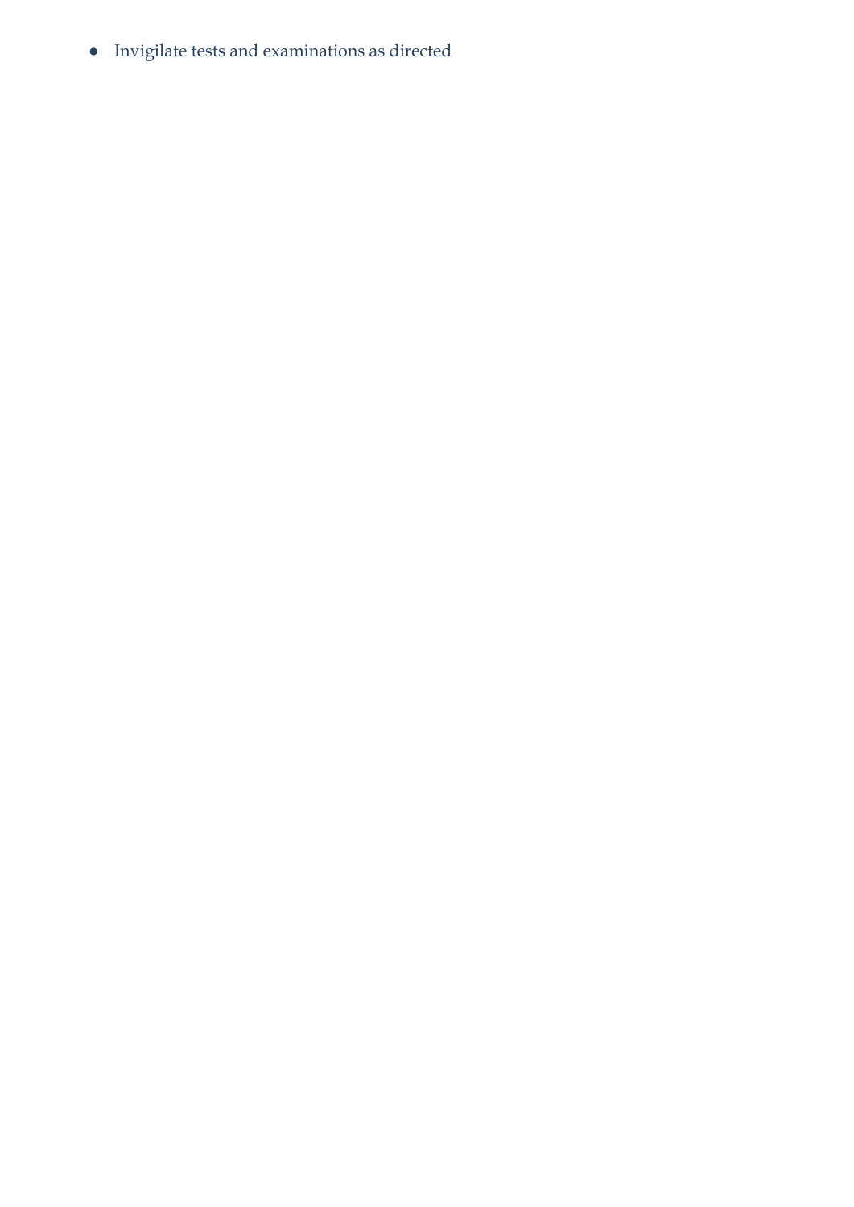- Invigilate tests and examinations as directed